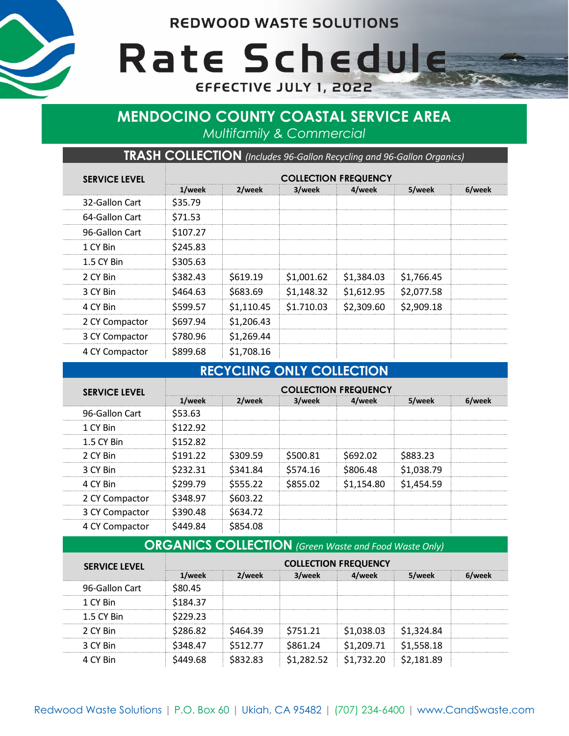REDWOOD WASTE SOLUTIONS

# Rate Schedule

EFFECTIVE JULY 1, 2022

## MENDOCINO COUNTY COASTAL SERVICE AREA

*Multifamily & Commercial*

### TRASH COLLECTION *(Includes 96-Gallon Recycling and 96-Gallon Organics)*

| SERVICE LEVEL | COLLECTION FREQUENCY | | | | | |
|---|---|---|---|---|---|---|
| | 1/week | 2/week | 3/week | 4/week | 5/week | 6/week |
| 32-Gallon Cart | $35.79 | | | | | |
| 64-Gallon Cart | $71.53 | | | | | |
| 96-Gallon Cart | $107.27 | | | | | |
| 1 CY Bin | $245.83 | | | | | |
| 1.5 CY Bin | $305.63 | | | | | |
| 2 CY Bin | $382.43 | $619.19 | $1,001.62 | $1,384.03 | $1,766.45 | |
| 3 CY Bin | $464.63 | $683.69 | $1,148.32 | $1,612.95 | $2,077.58 | |
| 4 CY Bin | $599.57 | $1,110.45 | $1.710.03 | $2,309.60 | $2,909.18 | |
| 2 CY Compactor | $697.94 | $1,206.43 | | | | |
| 3 CY Compactor | $780.96 | $1,269.44 | | | | |
| 4 CY Compactor | $899.68 | $1,708.16 | | | | |

### RECYCLING ONLY COLLECTION

| SERVICE LEVEL | COLLECTION FREQUENCY | | | | | |
|---|---|---|---|---|---|---|
| | 1/week | 2/week | 3/week | 4/week | 5/week | 6/week |
| 96-Gallon Cart | $53.63 | | | | | |
| 1 CY Bin | $122.92 | | | | | |
| 1.5 CY Bin | $152.82 | | | | | |
| 2 CY Bin | $191.22 | $309.59 | $500.81 | $692.02 | $883.23 | |
| 3 CY Bin | $232.31 | $341.84 | $574.16 | $806.48 | $1,038.79 | |
| 4 CY Bin | $299.79 | $555.22 | $855.02 | $1,154.80 | $1,454.59 | |
| 2 CY Compactor | $348.97 | $603.22 | | | | |
| 3 CY Compactor | $390.48 | $634.72 | | | | |
| 4 CY Compactor | $449.84 | $854.08 | | | | |

### ORGANICS COLLECTION *(Green Waste and Food Waste Only)*

| SERVICE LEVEL | COLLECTION FREQUENCY | | | | | |
|---|---|---|---|---|---|---|
| | 1/week | 2/week | 3/week | 4/week | 5/week | 6/week |
| 96-Gallon Cart | $80.45 | | | | | |
| 1 CY Bin | $184.37 | | | | | |
| 1.5 CY Bin | $229.23 | | | | | |
| 2 CY Bin | $286.82 | $464.39 | $751.21 | $1,038.03 | $1,324.84 | |
| 3 CY Bin | $348.47 | $512.77 | $861.24 | $1,209.71 | $1,558.18 | |
| 4 CY Bin | $449.68 | $832.83 | $1,282.52 | $1,732.20 | $2,181.89 | |

Redwood Waste Solutions | P.O. Box 60 | Ukiah, CA 95482 | (707) 234-6400 | www.CandSwaste.com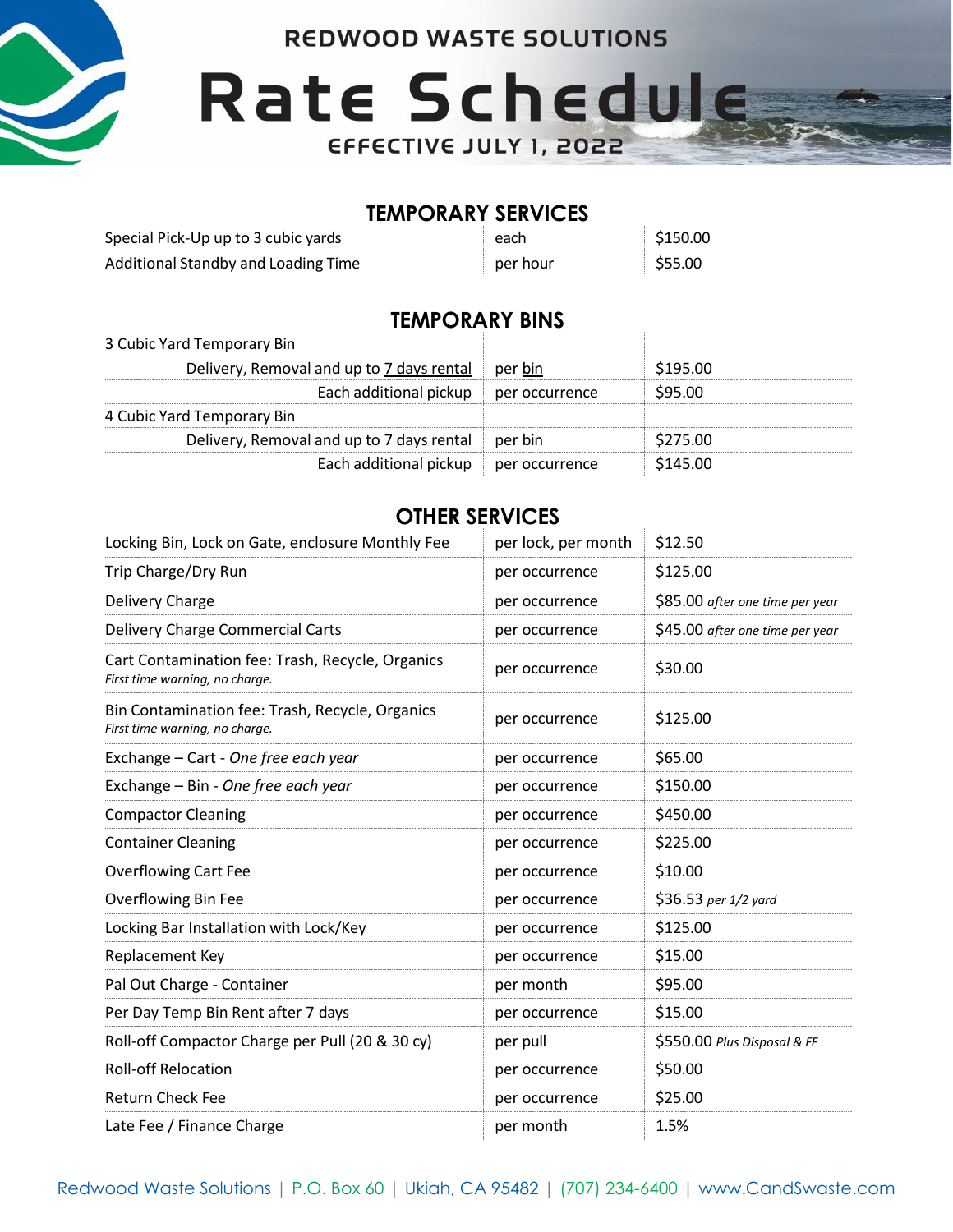REDWOOD WASTE SOLUTIONS

# Rate Schedule

EFFECTIVE JULY 1, 2022

## TEMPORARY SERVICES

| | | |
|---|---|---|
| Special Pick-Up up to 3 cubic yards | each | $150.00 |
| Additional Standby and Loading Time | per hour | $55.00 |

## TEMPORARY BINS

| | | |
|---|---|---|
| 3 Cubic Yard Temporary Bin | | |
| Delivery, Removal and up to 7 days rental | per bin | $195.00 |
| Each additional pickup | per occurrence | $95.00 |
| 4 Cubic Yard Temporary Bin | | |
| Delivery, Removal and up to 7 days rental | per bin | $275.00 |
| Each additional pickup | per occurrence | $145.00 |

## OTHER SERVICES

| | | |
|---|---|---|
| Locking Bin, Lock on Gate, enclosure Monthly Fee | per lock, per month | $12.50 |
| Trip Charge/Dry Run | per occurrence | $125.00 |
| Delivery Charge | per occurrence | $85.00 *after one time per year* |
| Delivery Charge Commercial Carts | per occurrence | $45.00 *after one time per year* |
| Cart Contamination fee: Trash, Recycle, Organics *First time warning, no charge.* | per occurrence | $30.00 |
| Bin Contamination fee: Trash, Recycle, Organics *First time warning, no charge.* | per occurrence | $125.00 |
| Exchange – Cart - *One free each year* | per occurrence | $65.00 |
| Exchange – Bin - *One free each year* | per occurrence | $150.00 |
| Compactor Cleaning | per occurrence | $450.00 |
| Container Cleaning | per occurrence | $225.00 |
| Overflowing Cart Fee | per occurrence | $10.00 |
| Overflowing Bin Fee | per occurrence | $36.53 *per 1/2 yard* |
| Locking Bar Installation with Lock/Key | per occurrence | $125.00 |
| Replacement Key | per occurrence | $15.00 |
| Pal Out Charge - Container | per month | $95.00 |
| Per Day Temp Bin Rent after 7 days | per occurrence | $15.00 |
| Roll-off Compactor Charge per Pull (20 & 30 cy) | per pull | $550.00 *Plus Disposal & FF* |
| Roll-off Relocation | per occurrence | $50.00 |
| Return Check Fee | per occurrence | $25.00 |
| Late Fee / Finance Charge | per month | 1.5% |

Redwood Waste Solutions | P.O. Box 60 | Ukiah, CA 95482 | (707) 234-6400 | www.CandSwaste.com